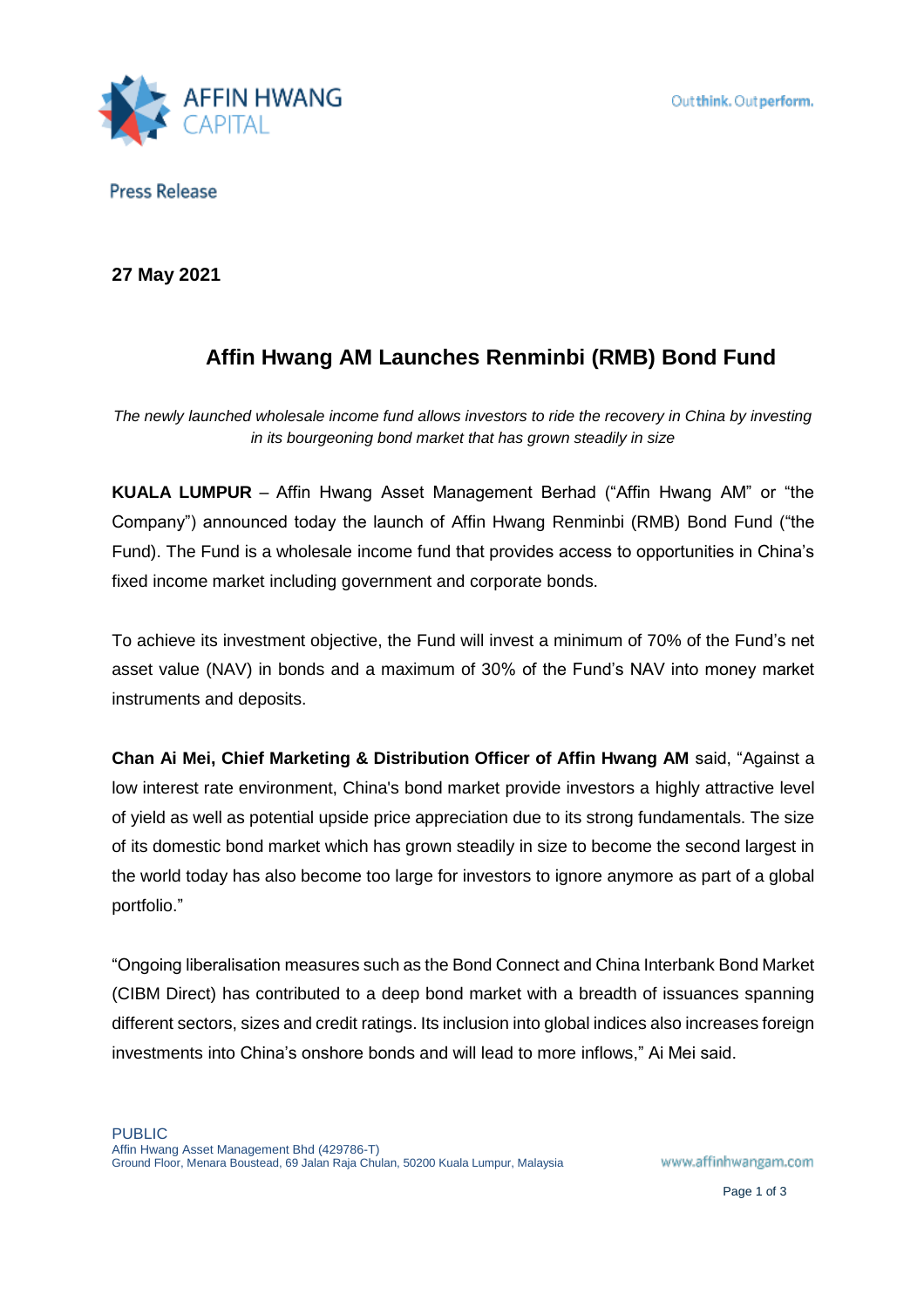Press Release

**27 May 2021**

# Affin Hwang AM Launches Renminbi (RMB) Bond Fund

*The newly launched wholesale income fund allows investors to ride the recovery in China by investing in its bourgeoning bond market that has grown steadily in size*

**KUALA LUMPUR** – Affin Hwang Asset Management Berhad ("Affin Hwang AM" or "the Company") announced today the launch of Affin Hwang Renminbi (RMB) Bond Fund ("the Fund). The Fund is a wholesale income fund that provides access to opportunities in China's fixed income market including government and corporate bonds.

To achieve its investment objective, the Fund will invest a minimum of 70% of the Fund's net asset value (NAV) in bonds and a maximum of 30% of the Fund's NAV into money market instruments and deposits.

**Chan Ai Mei, Chief Marketing & Distribution Officer of Affin Hwang AM** said, "Against a low interest rate environment, China's bond market provide investors a highly attractive level of yield as well as potential upside price appreciation due to its strong fundamentals. The size of its domestic bond market which has grown steadily in size to become the second largest in the world today has also become too large for investors to ignore anymore as part of a global portfolio."

"Ongoing liberalisation measures such as the Bond Connect and China Interbank Bond Market (CIBM Direct) has contributed to a deep bond market with a breadth of issuances spanning different sectors, sizes and credit ratings. Its inclusion into global indices also increases foreign investments into China's onshore bonds and will lead to more inflows," Ai Mei said.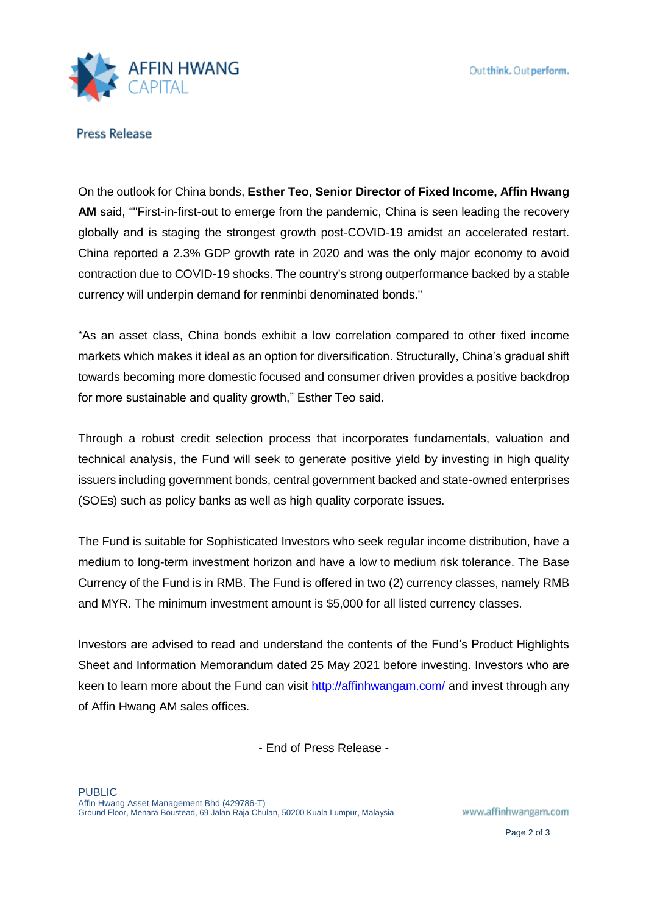Press Release

On the outlook for China bonds, **Esther Teo, Senior Director of Fixed Income, Affin Hwang AM** said, ""First-in-first-out to emerge from the pandemic, China is seen leading the recovery globally and is staging the strongest growth post-COVID-19 amidst an accelerated restart. China reported a 2.3% GDP growth rate in 2020 and was the only major economy to avoid contraction due to COVID-19 shocks. The country's strong outperformance backed by a stable currency will underpin demand for renminbi denominated bonds."

"As an asset class, China bonds exhibit a low correlation compared to other fixed income markets which makes it ideal as an option for diversification. Structurally, China's gradual shift towards becoming more domestic focused and consumer driven provides a positive backdrop for more sustainable and quality growth," Esther Teo said.

Through a robust credit selection process that incorporates fundamentals, valuation and technical analysis, the Fund will seek to generate positive yield by investing in high quality issuers including government bonds, central government backed and state-owned enterprises (SOEs) such as policy banks as well as high quality corporate issues.

The Fund is suitable for Sophisticated Investors who seek regular income distribution, have a medium to long-term investment horizon and have a low to medium risk tolerance. The Base Currency of the Fund is in RMB. The Fund is offered in two (2) currency classes, namely RMB and MYR. The minimum investment amount is $5,000 for all listed currency classes.

Investors are advised to read and understand the contents of the Fund's Product Highlights Sheet and Information Memorandum dated 25 May 2021 before investing. Investors who are keen to learn more about the Fund can visit [http://affinhwangam.com/](http://affinhwangam.com/) and invest through any of Affin Hwang AM sales offices.

- End of Press Release -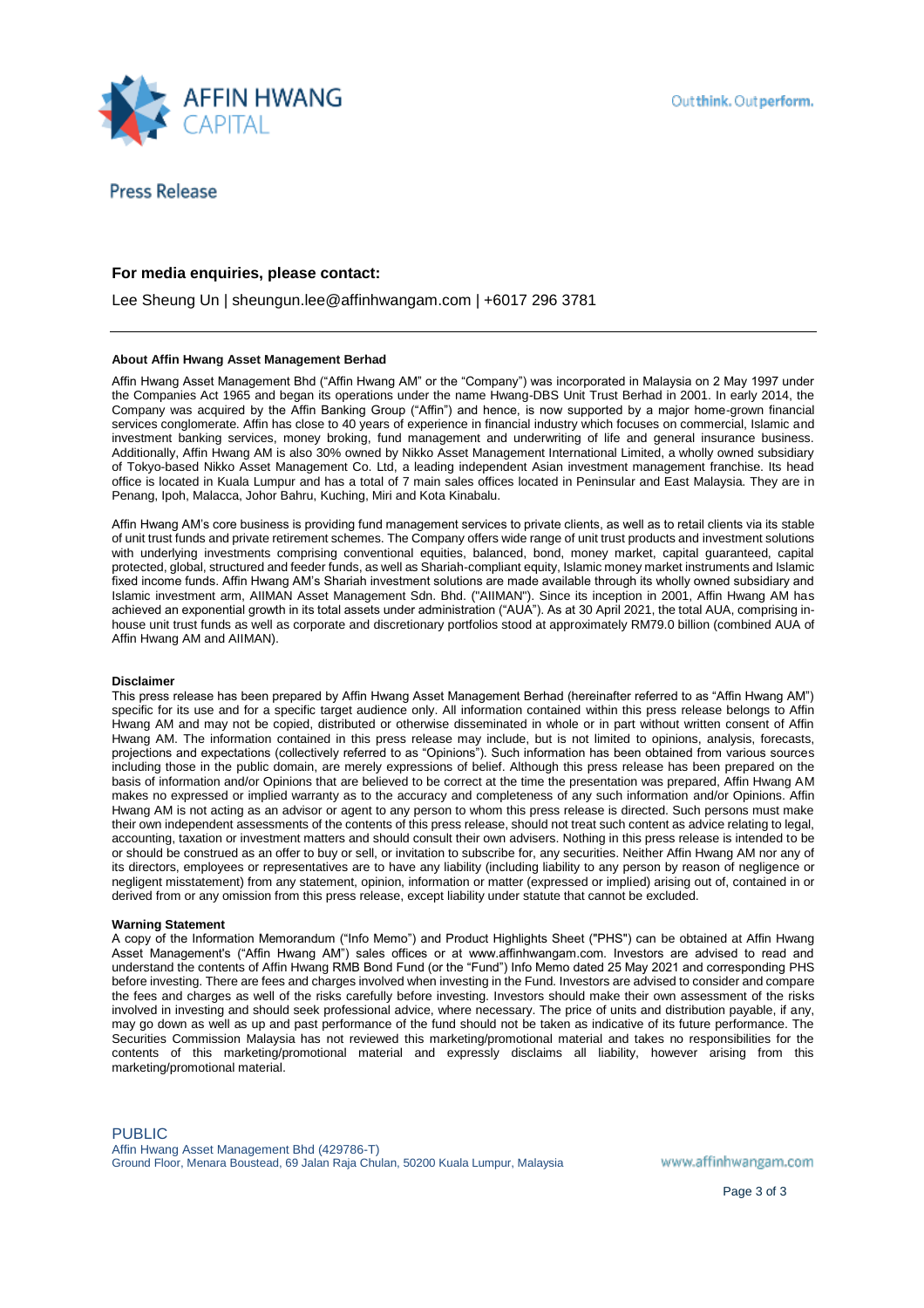Press Release

**For media enquiries, please contact:**

Lee Sheung Un | sheungun.lee@affinhwangam.com | +6017 296 3781

---

**About Affin Hwang Asset Management Berhad**

Affin Hwang Asset Management Bhd ("Affin Hwang AM" or the "Company") was incorporated in Malaysia on 2 May 1997 under the Companies Act 1965 and began its operations under the name Hwang-DBS Unit Trust Berhad in 2001. In early 2014, the Company was acquired by the Affin Banking Group ("Affin") and hence, is now supported by a major home-grown financial services conglomerate. Affin has close to 40 years of experience in financial industry which focuses on commercial, Islamic and investment banking services, money broking, fund management and underwriting of life and general insurance business. Additionally, Affin Hwang AM is also 30% owned by Nikko Asset Management International Limited, a wholly owned subsidiary of Tokyo-based Nikko Asset Management Co. Ltd, a leading independent Asian investment management franchise. Its head office is located in Kuala Lumpur and has a total of 7 main sales offices located in Peninsular and East Malaysia. They are in Penang, Ipoh, Malacca, Johor Bahru, Kuching, Miri and Kota Kinabalu.

Affin Hwang AM's core business is providing fund management services to private clients, as well as to retail clients via its stable of unit trust funds and private retirement schemes. The Company offers wide range of unit trust products and investment solutions with underlying investments comprising conventional equities, balanced, bond, money market, capital guaranteed, capital protected, global, structured and feeder funds, as well as Shariah-compliant equity, Islamic money market instruments and Islamic fixed income funds. Affin Hwang AM's Shariah investment solutions are made available through its wholly owned subsidiary and Islamic investment arm, AIIMAN Asset Management Sdn. Bhd. ("AIIMAN"). Since its inception in 2001, Affin Hwang AM has achieved an exponential growth in its total assets under administration ("AUA"). As at 30 April 2021, the total AUA, comprising in-house unit trust funds as well as corporate and discretionary portfolios stood at approximately RM79.0 billion (combined AUA of Affin Hwang AM and AIIMAN).

**Disclaimer**

This press release has been prepared by Affin Hwang Asset Management Berhad (hereinafter referred to as "Affin Hwang AM") specific for its use and for a specific target audience only. All information contained within this press release belongs to Affin Hwang AM and may not be copied, distributed or otherwise disseminated in whole or in part without written consent of Affin Hwang AM. The information contained in this press release may include, but is not limited to opinions, analysis, forecasts, projections and expectations (collectively referred to as "Opinions"). Such information has been obtained from various sources including those in the public domain, are merely expressions of belief. Although this press release has been prepared on the basis of information and/or Opinions that are believed to be correct at the time the presentation was prepared, Affin Hwang AM makes no expressed or implied warranty as to the accuracy and completeness of any such information and/or Opinions. Affin Hwang AM is not acting as an advisor or agent to any person to whom this press release is directed. Such persons must make their own independent assessments of the contents of this press release, should not treat such content as advice relating to legal, accounting, taxation or investment matters and should consult their own advisers. Nothing in this press release is intended to be or should be construed as an offer to buy or sell, or invitation to subscribe for, any securities. Neither Affin Hwang AM nor any of its directors, employees or representatives are to have any liability (including liability to any person by reason of negligence or negligent misstatement) from any statement, opinion, information or matter (expressed or implied) arising out of, contained in or derived from or any omission from this press release, except liability under statute that cannot be excluded.

**Warning Statement**

A copy of the Information Memorandum ("Info Memo") and Product Highlights Sheet ("PHS") can be obtained at Affin Hwang Asset Management's ("Affin Hwang AM") sales offices or at www.affinhwangam.com. Investors are advised to read and understand the contents of Affin Hwang RMB Bond Fund (or the "Fund") Info Memo dated 25 May 2021 and corresponding PHS before investing. There are fees and charges involved when investing in the Fund. Investors are advised to consider and compare the fees and charges as well of the risks carefully before investing. Investors should make their own assessment of the risks involved in investing and should seek professional advice, where necessary. The price of units and distribution payable, if any, may go down as well as up and past performance of the fund should not be taken as indicative of its future performance. The Securities Commission Malaysia has not reviewed this marketing/promotional material and takes no responsibilities for the contents of this marketing/promotional material and expressly disclaims all liability, however arising from this marketing/promotional material.